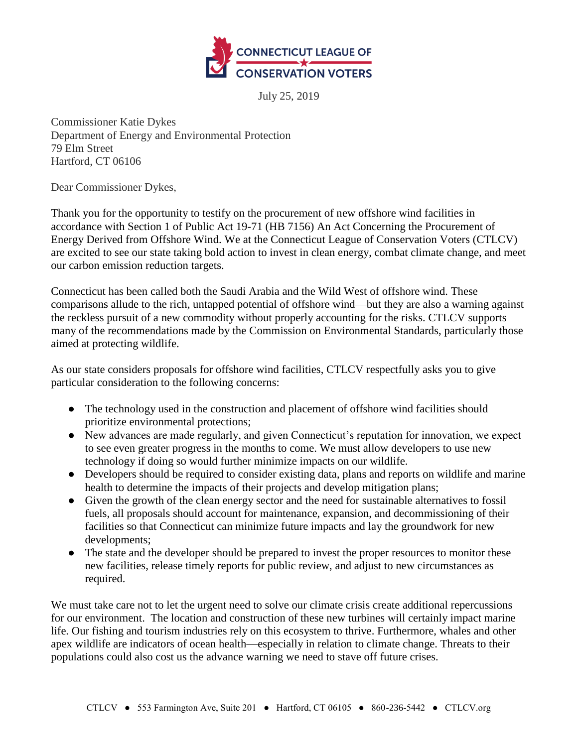CONNECTICUT LEAGUE OF CONSERVATION VOTERS

July 25, 2019

Commissioner Katie Dykes
Department of Energy and Environmental Protection
79 Elm Street
Hartford, CT 06106

Dear Commissioner Dykes,

Thank you for the opportunity to testify on the procurement of new offshore wind facilities in accordance with Section 1 of Public Act 19-71 (HB 7156) An Act Concerning the Procurement of Energy Derived from Offshore Wind. We at the Connecticut League of Conservation Voters (CTLCV) are excited to see our state taking bold action to invest in clean energy, combat climate change, and meet our carbon emission reduction targets.

Connecticut has been called both the Saudi Arabia and the Wild West of offshore wind. These comparisons allude to the rich, untapped potential of offshore wind—but they are also a warning against the reckless pursuit of a new commodity without properly accounting for the risks. CTLCV supports many of the recommendations made by the Commission on Environmental Standards, particularly those aimed at protecting wildlife.

As our state considers proposals for offshore wind facilities, CTLCV respectfully asks you to give particular consideration to the following concerns:

- The technology used in the construction and placement of offshore wind facilities should prioritize environmental protections;
- New advances are made regularly, and given Connecticut's reputation for innovation, we expect to see even greater progress in the months to come. We must allow developers to use new technology if doing so would further minimize impacts on our wildlife.
- Developers should be required to consider existing data, plans and reports on wildlife and marine health to determine the impacts of their projects and develop mitigation plans;
- Given the growth of the clean energy sector and the need for sustainable alternatives to fossil fuels, all proposals should account for maintenance, expansion, and decommissioning of their facilities so that Connecticut can minimize future impacts and lay the groundwork for new developments;
- The state and the developer should be prepared to invest the proper resources to monitor these new facilities, release timely reports for public review, and adjust to new circumstances as required.

We must take care not to let the urgent need to solve our climate crisis create additional repercussions for our environment. The location and construction of these new turbines will certainly impact marine life. Our fishing and tourism industries rely on this ecosystem to thrive. Furthermore, whales and other apex wildlife are indicators of ocean health—especially in relation to climate change. Threats to their populations could also cost us the advance warning we need to stave off future crises.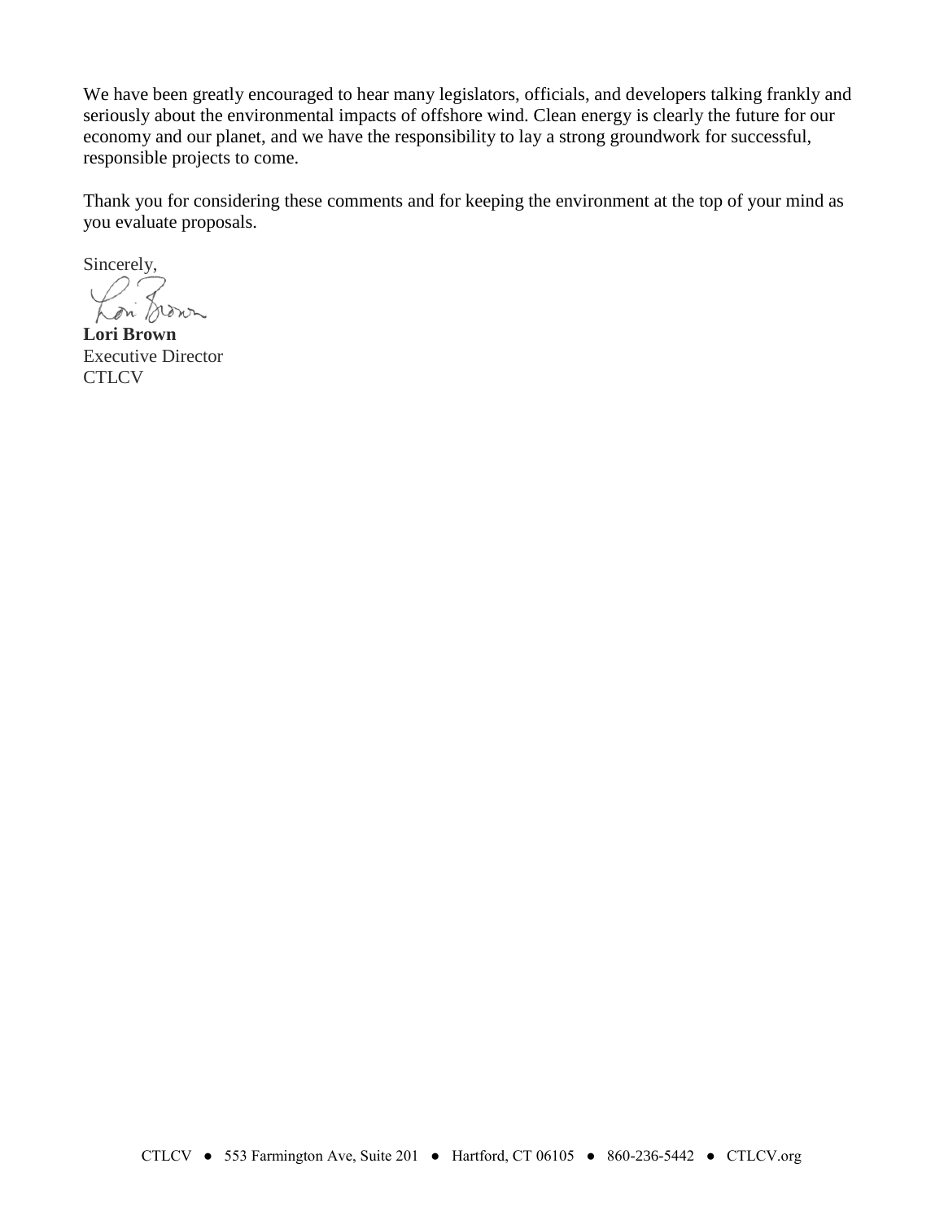We have been greatly encouraged to hear many legislators, officials, and developers talking frankly and seriously about the environmental impacts of offshore wind. Clean energy is clearly the future for our economy and our planet, and we have the responsibility to lay a strong groundwork for successful, responsible projects to come.

Thank you for considering these comments and for keeping the environment at the top of your mind as you evaluate proposals.

Sincerely,

**Lori Brown**
Executive Director
CTLCV

CTLCV ● 553 Farmington Ave, Suite 201 ● Hartford, CT 06105 ● 860-236-5442 ● CTLCV.org